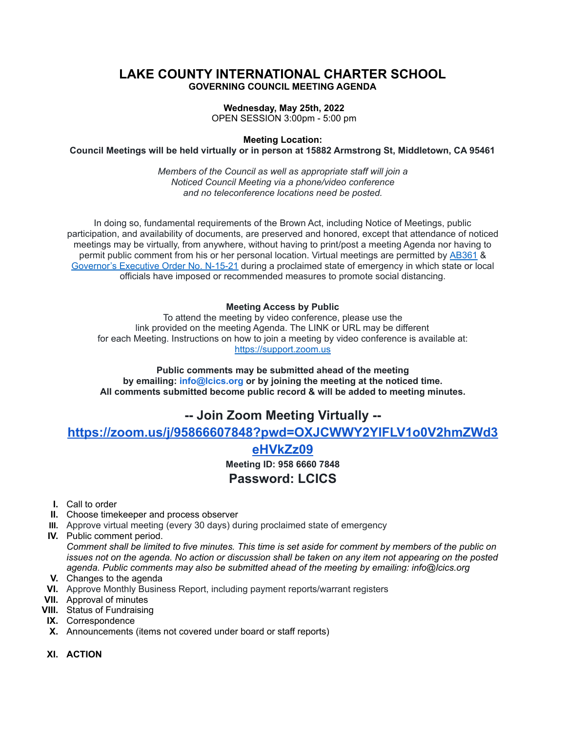# LAKE COUNTY INTERNATIONAL CHARTER SCHOOL

## GOVERNING COUNCIL MEETING AGENDA

**Wednesday, May 25th, 2022**
OPEN SESSION 3:00pm - 5:00 pm

**Meeting Location:**
**Council Meetings will be held virtually or in person at 15882 Armstrong St, Middletown, CA 95461**

*Members of the Council as well as appropriate staff will join a Noticed Council Meeting via a phone/video conference and no teleconference locations need be posted.*

In doing so, fundamental requirements of the Brown Act, including Notice of Meetings, public participation, and availability of documents, are preserved and honored, except that attendance of noticed meetings may be virtually, from anywhere, without having to print/post a meeting Agenda nor having to permit public comment from his or her personal location. Virtual meetings are permitted by AB361 & Governor's Executive Order No. N-15-21 during a proclaimed state of emergency in which state or local officials have imposed or recommended measures to promote social distancing.

**Meeting Access by Public**
To attend the meeting by video conference, please use the link provided on the meeting Agenda. The LINK or URL may be different for each Meeting. Instructions on how to join a meeting by video conference is available at: https://support.zoom.us

**Public comments may be submitted ahead of the meeting by emailing: info@lcics.org or by joining the meeting at the noticed time. All comments submitted become public record & will be added to meeting minutes.**

## -- Join Zoom Meeting Virtually --

**https://zoom.us/j/95866607848?pwd=OXJCWWY2YlFLV1o0V2hmZWd3eHVkZz09**

**Meeting ID: 958 6660 7848**

## Password: LCICS

I. Call to order
II. Choose timekeeper and process observer
III. Approve virtual meeting (every 30 days) during proclaimed state of emergency
IV. Public comment period.
*Comment shall be limited to five minutes. This time is set aside for comment by members of the public on issues not on the agenda. No action or discussion shall be taken on any item not appearing on the posted agenda. Public comments may also be submitted ahead of the meeting by emailing: info@lcics.org*
V. Changes to the agenda
VI. Approve Monthly Business Report, including payment reports/warrant registers
VII. Approval of minutes
VIII. Status of Fundraising
IX. Correspondence
X. Announcements (items not covered under board or staff reports)

XI. **ACTION**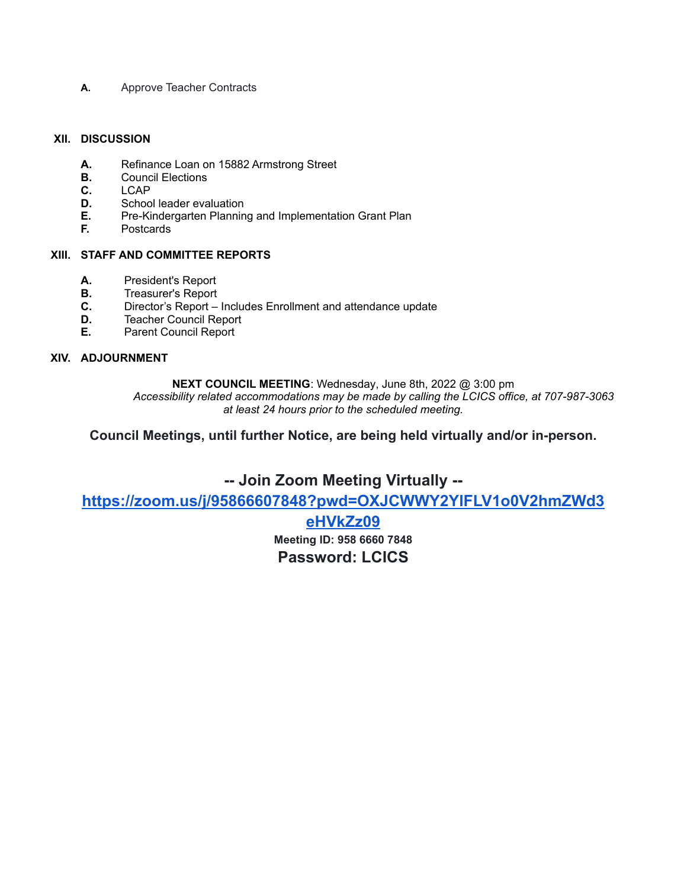**A.** Approve Teacher Contracts

**XII. DISCUSSION**

**A.** Refinance Loan on 15882 Armstrong Street
**B.** Council Elections
**C.** LCAP
**D.** School leader evaluation
**E.** Pre-Kindergarten Planning and Implementation Grant Plan
**F.** Postcards

**XIII. STAFF AND COMMITTEE REPORTS**

**A.** President's Report
**B.** Treasurer's Report
**C.** Director's Report – Includes Enrollment and attendance update
**D.** Teacher Council Report
**E.** Parent Council Report

**XIV. ADJOURNMENT**

**NEXT COUNCIL MEETING**: Wednesday, June 8th, 2022 @ 3:00 pm
*Accessibility related accommodations may be made by calling the LCICS office, at 707-987-3063 at least 24 hours prior to the scheduled meeting.*

**Council Meetings, until further Notice, are being held virtually and/or in-person.**

## -- Join Zoom Meeting Virtually --

**https://zoom.us/j/95866607848?pwd=OXJCWWY2YlFLV1o0V2hmZWd3eHVkZz09**

**Meeting ID: 958 6660 7848**

**Password: LCICS**